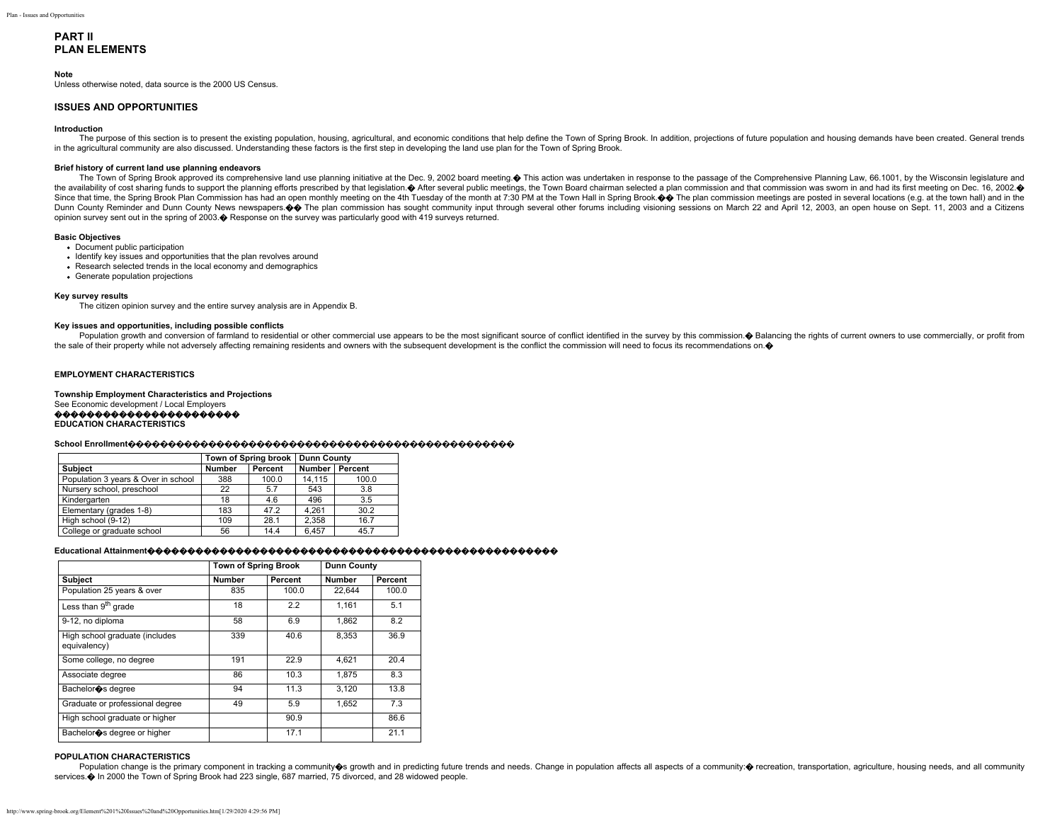# PART II
# PLAN ELEMENTS

**Note**

Unless otherwise noted, data source is the 2000 US Census.

## ISSUES AND OPPORTUNITIES

**Introduction**

The purpose of this section is to present the existing population, housing, agricultural, and economic conditions that help define the Town of Spring Brook. In addition, projections of future population and housing demands have been created. General trends in the agricultural community are also discussed. Understanding these factors is the first step in developing the land use plan for the Town of Spring Brook.

**Brief history of current land use planning endeavors**

The Town of Spring Brook approved its comprehensive land use planning initiative at the Dec. 9, 2002 board meeting.� This action was undertaken in response to the passage of the Comprehensive Planning Law, 66.1001, by the Wisconsin legislature and the availability of cost sharing funds to support the planning efforts prescribed by that legislation.� After several public meetings, the Town Board chairman selected a plan commission and that commission was sworn in and had its first meeting on Dec. 16, 2002.� Since that time, the Spring Brook Plan Commission has had an open monthly meeting on the 4th Tuesday of the month at 7:30 PM at the Town Hall in Spring Brook.�� The plan commission meetings are posted in several locations (e.g. at the town hall) and in the Dunn County Reminder and Dunn County News newspapers.�� The plan commission has sought community input through several other forums including visioning sessions on March 22 and April 12, 2003, an open house on Sept. 11, 2003 and a Citizens opinion survey sent out in the spring of 2003.� Response on the survey was particularly good with 419 surveys returned.

**Basic Objectives**

- Document public participation
- Identify key issues and opportunities that the plan revolves around
- Research selected trends in the local economy and demographics
- Generate population projections

**Key survey results**

The citizen opinion survey and the entire survey analysis are in Appendix B.

**Key issues and opportunities, including possible conflicts**

Population growth and conversion of farmland to residential or other commercial use appears to be the most significant source of conflict identified in the survey by this commission.� Balancing the rights of current owners to use commercially, or profit from the sale of their property while not adversely affecting remaining residents and owners with the subsequent development is the conflict the commission will need to focus its recommendations on.�

### EMPLOYMENT CHARACTERISTICS

**Township Employment Characteristics and Projections**

See Economic development / Local Employers

### EDUCATION CHARACTERISTICS

**School Enrollment**

| | Town of Spring brook | | Dunn County | |
|---|---|---|---|---|
| **Subject** | **Number** | **Percent** | **Number** | **Percent** |
| Population 3 years & Over in school | 388 | 100.0 | 14,115 | 100.0 |
| Nursery school, preschool | 22 | 5.7 | 543 | 3.8 |
| Kindergarten | 18 | 4.6 | 496 | 3.5 |
| Elementary (grades 1-8) | 183 | 47.2 | 4,261 | 30.2 |
| High school (9-12) | 109 | 28.1 | 2,358 | 16.7 |
| College or graduate school | 56 | 14.4 | 6,457 | 45.7 |

**Educational Attainment**

| | Town of Spring Brook | | Dunn County | |
|---|---|---|---|---|
| **Subject** | **Number** | **Percent** | **Number** | **Percent** |
| Population 25 years & over | 835 | 100.0 | 22,644 | 100.0 |
| Less than 9th grade | 18 | 2.2 | 1,161 | 5.1 |
| 9-12, no diploma | 58 | 6.9 | 1,862 | 8.2 |
| High school graduate (includes equivalency) | 339 | 40.6 | 8,353 | 36.9 |
| Some college, no degree | 191 | 22.9 | 4,621 | 20.4 |
| Associate degree | 86 | 10.3 | 1,875 | 8.3 |
| Bachelor�s degree | 94 | 11.3 | 3,120 | 13.8 |
| Graduate or professional degree | 49 | 5.9 | 1,652 | 7.3 |
| High school graduate or higher | | 90.9 | | 86.6 |
| Bachelor�s degree or higher | | 17.1 | | 21.1 |

### POPULATION CHARACTERISTICS

Population change is the primary component in tracking a community�s growth and in predicting future trends and needs. Change in population affects all aspects of a community:� recreation, transportation, agriculture, housing needs, and all community services.� In 2000 the Town of Spring Brook had 223 single, 687 married, 75 divorced, and 28 widowed people.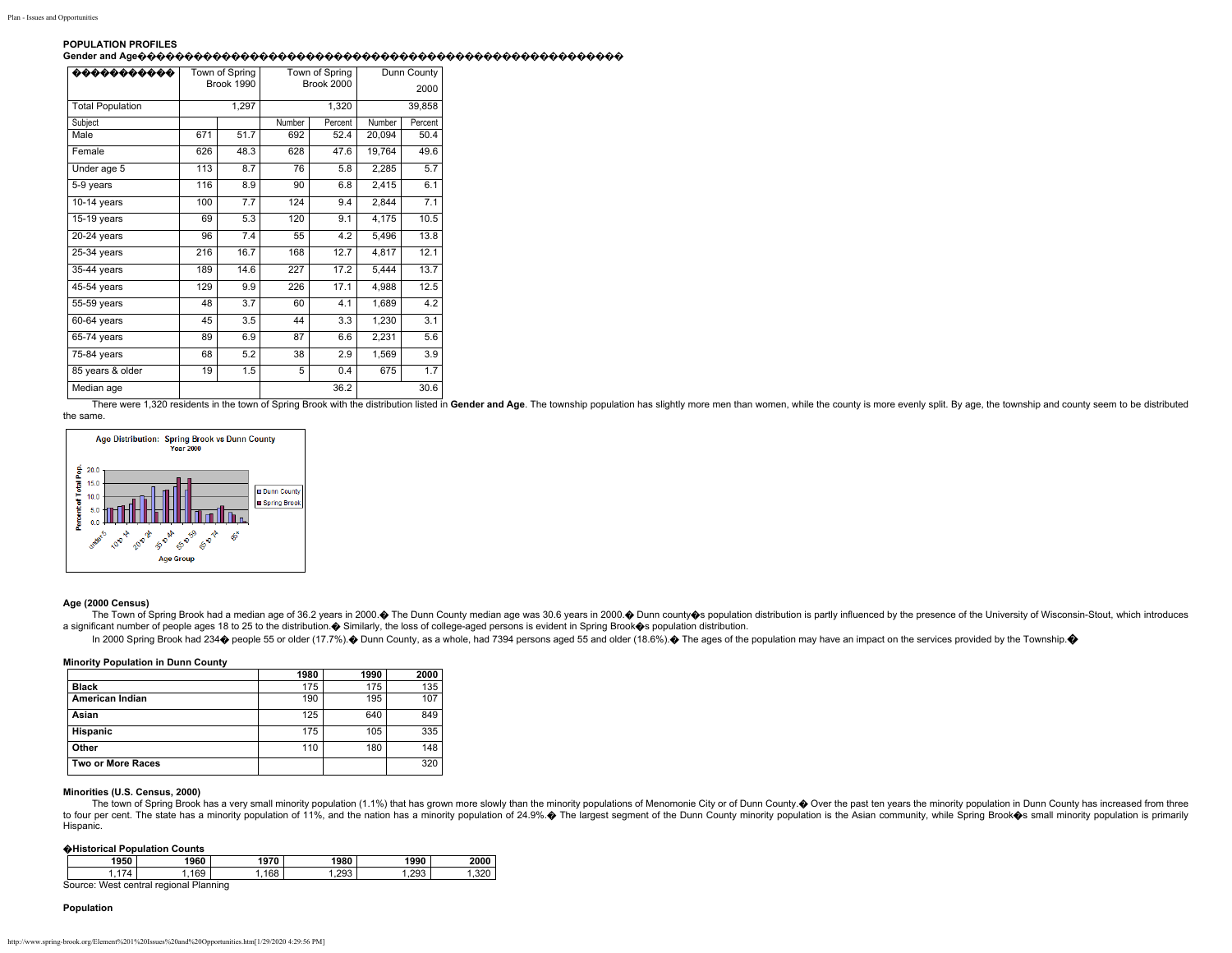### POPULATION PROFILES

**Gender and Age**

| | Town of Spring Brook 1990 | | Town of Spring Brook 2000 | | Dunn County 2000 | |
|---|---|---|---|---|---|---|
| Total Population | | 1,297 | | 1,320 | | 39,858 |
| Subject | | | Number | Percent | Number | Percent |
| Male | 671 | 51.7 | 692 | 52.4 | 20,094 | 50.4 |
| Female | 626 | 48.3 | 628 | 47.6 | 19,764 | 49.6 |
| Under age 5 | 113 | 8.7 | 76 | 5.8 | 2,285 | 5.7 |
| 5-9 years | 116 | 8.9 | 90 | 6.8 | 2,415 | 6.1 |
| 10-14 years | 100 | 7.7 | 124 | 9.4 | 2,844 | 7.1 |
| 15-19 years | 69 | 5.3 | 120 | 9.1 | 4,175 | 10.5 |
| 20-24 years | 96 | 7.4 | 55 | 4.2 | 5,496 | 13.8 |
| 25-34 years | 216 | 16.7 | 168 | 12.7 | 4,817 | 12.1 |
| 35-44 years | 189 | 14.6 | 227 | 17.2 | 5,444 | 13.7 |
| 45-54 years | 129 | 9.9 | 226 | 17.1 | 4,988 | 12.5 |
| 55-59 years | 48 | 3.7 | 60 | 4.1 | 1,689 | 4.2 |
| 60-64 years | 45 | 3.5 | 44 | 3.3 | 1,230 | 3.1 |
| 65-74 years | 89 | 6.9 | 87 | 6.6 | 2,231 | 5.6 |
| 75-84 years | 68 | 5.2 | 38 | 2.9 | 1,569 | 3.9 |
| 85 years & older | 19 | 1.5 | 5 | 0.4 | 675 | 1.7 |
| Median age | | | | 36.2 | | 30.6 |

There were 1,320 residents in the town of Spring Brook with the distribution listed in **Gender and Age**. The township population has slightly more men than women, while the county is more evenly split. By age, the township and county seem to be distributed the same.

Age Distribution: Spring Brook vs Dunn County
Year 2000

#### Age (2000 Census)

The Town of Spring Brook had a median age of 36.2 years in 2000. The Dunn County median age was 30.6 years in 2000. Dunn county's population distribution is partly influenced by the presence of the University of Wisconsin-Stout, which introduces a significant number of people ages 18 to 25 to the distribution. Similarly, the loss of college-aged persons is evident in Spring Brook's population distribution.

In 2000 Spring Brook had 234 people 55 or older (17.7%). Dunn County, as a whole, had 7394 persons aged 55 and older (18.6%). The ages of the population may have an impact on the services provided by the Township.

**Minority Population in Dunn County**

| | 1980 | 1990 | 2000 |
|---|---|---|---|
| **Black** | 175 | 175 | 135 |
| **American Indian** | 190 | 195 | 107 |
| **Asian** | 125 | 640 | 849 |
| **Hispanic** | 175 | 105 | 335 |
| **Other** | 110 | 180 | 148 |
| **Two or More Races** | | | 320 |

#### Minorities (U.S. Census, 2000)

The town of Spring Brook has a very small minority population (1.1%) that has grown more slowly than the minority populations of Menomonie City or of Dunn County. Over the past ten years the minority population in Dunn County has increased from three to four per cent. The state has a minority population of 11%, and the nation has a minority population of 24.9%. The largest segment of the Dunn County minority population is the Asian community, while Spring Brook's small minority population is primarily Hispanic.

**Historical Population Counts**

| 1950 | 1960 | 1970 | 1980 | 1990 | 2000 |
|---|---|---|---|---|---|
| 1,174 | 1,169 | 1,168 | 1,293 | 1,293 | 1,320 |

Source: West central regional Planning

#### Population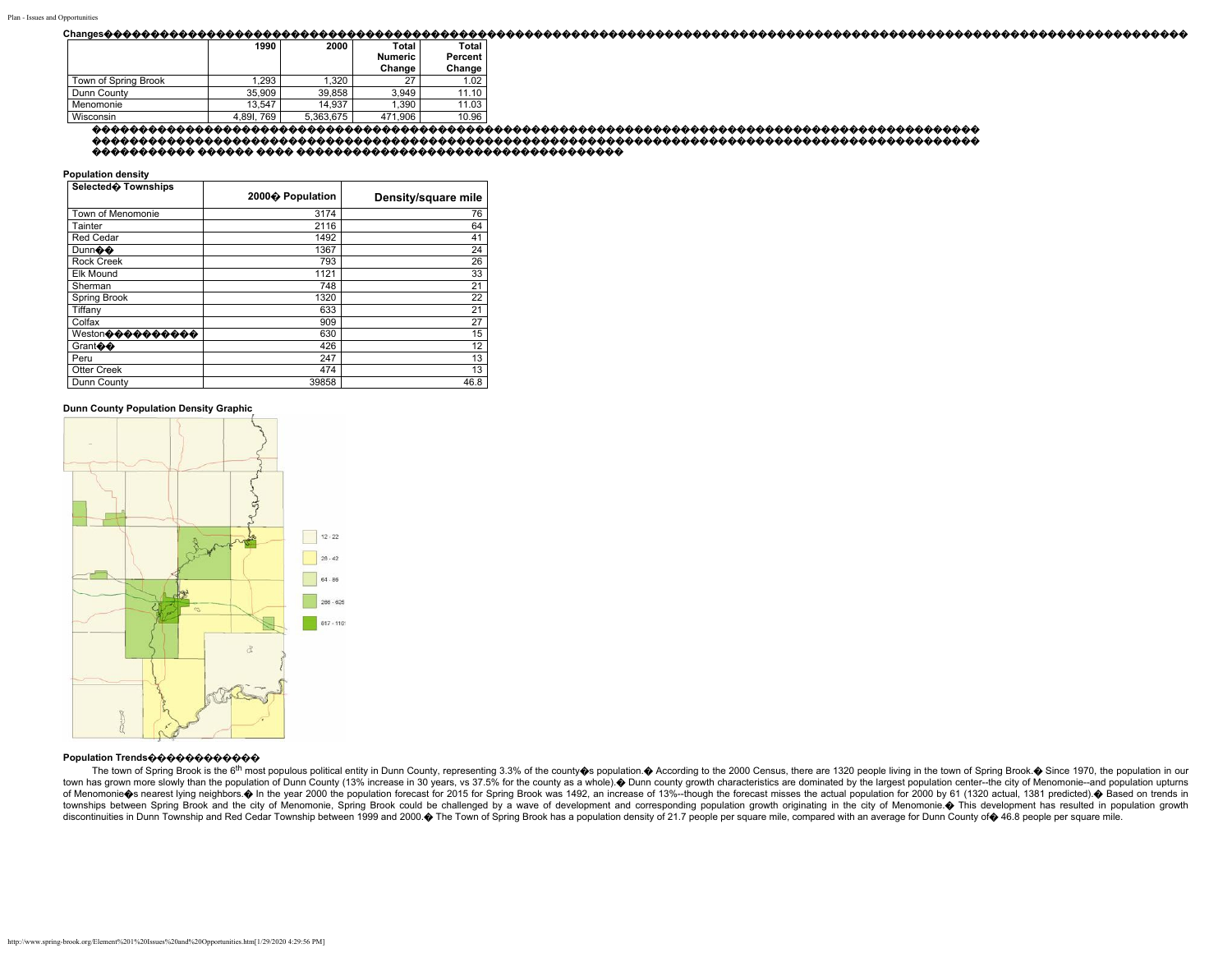**Changes**

| | 1990 | 2000 | Total Numeric Change | Total Percent Change |
|---|---|---|---|---|
| Town of Spring Brook | 1,293 | 1,320 | 27 | 1.02 |
| Dunn County | 35,909 | 39,858 | 3,949 | 11.10 |
| Menomonie | 13,547 | 14,937 | 1,390 | 11.03 |
| Wisconsin | 4,891, 769 | 5,363,675 | 471,906 | 10.96 |

**Population density**

| Selected Townships | 2000 Population | Density/square mile |
|---|---|---|
| Town of Menomonie | 3174 | 76 |
| Tainter | 2116 | 64 |
| Red Cedar | 1492 | 41 |
| Dunn | 1367 | 24 |
| Rock Creek | 793 | 26 |
| Elk Mound | 1121 | 33 |
| Sherman | 748 | 21 |
| Spring Brook | 1320 | 22 |
| Tiffany | 633 | 21 |
| Colfax | 909 | 27 |
| Weston | 630 | 15 |
| Grant | 426 | 12 |
| Peru | 247 | 13 |
| Otter Creek | 474 | 13 |
| Dunn County | 39858 | 46.8 |

**Dunn County Population Density Graphic**

12 - 22
26 - 42
64 - 86
286 - 625
617 - 1101

**Population Trends**

The town of Spring Brook is the 6th most populous political entity in Dunn County, representing 3.3% of the county's population. According to the 2000 Census, there are 1320 people living in the town of Spring Brook. Since 1970, the population in our town has grown more slowly than the population of Dunn County (13% increase in 30 years, vs 37.5% for the county as a whole). Dunn county growth characteristics are dominated by the largest population center--the city of Menomonie--and population upturns of Menomonie's nearest lying neighbors. In the year 2000 the population forecast for 2015 for Spring Brook was 1492, an increase of 13%--though the forecast misses the actual population for 2000 by 61 (1320 actual, 1381 predicted). Based on trends in townships between Spring Brook and the city of Menomonie, Spring Brook could be challenged by a wave of development and corresponding population growth originating in the city of Menomonie. This development has resulted in population growth discontinuities in Dunn Township and Red Cedar Township between 1999 and 2000. The Town of Spring Brook has a population density of 21.7 people per square mile, compared with an average for Dunn County of 46.8 people per square mile.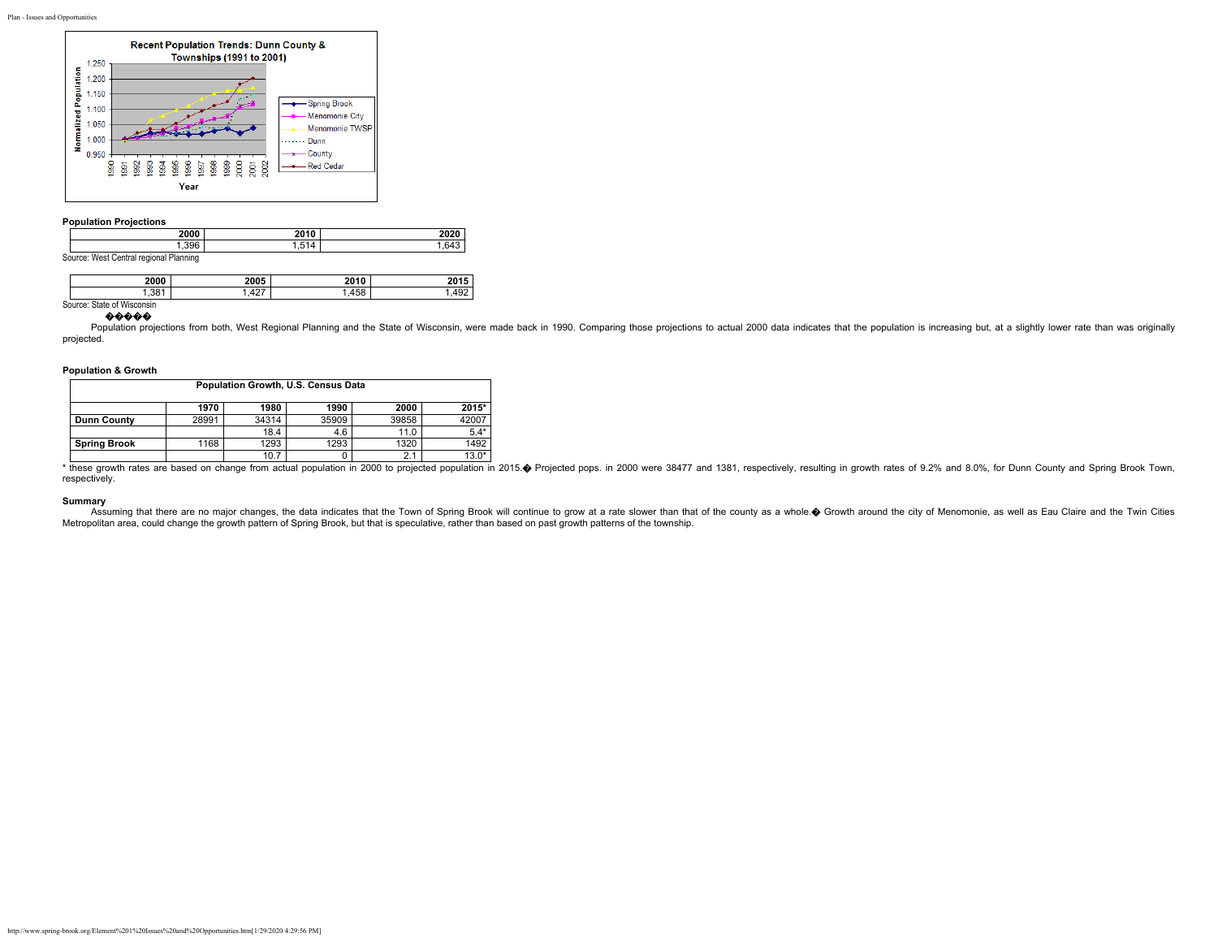Recent Population Trends: Dunn County & Townships (1991 to 2001)

Normalized Population

1.250
1.200
1.150
1.100
1.050
1.000
0.950

1990 1991 1992 1993 1994 1995 1996 1997 1998 1999 2000 2001 2002

Year

Spring Brook
Menomonie City
Menomonie TWSP
Dunn
County
Red Cedar

**Population Projections**

| 2000 | 2010 | 2020 |
| --- | --- | --- |
| 1,396 | 1,514 | 1,643 |

Source: West Central regional Planning

| 2000 | 2005 | 2010 | 2015 |
| --- | --- | --- | --- |
| 1,381 | 1,427 | 1,458 | 1,492 |

Source: State of Wisconsin

�����

Population projections from both, West Regional Planning and the State of Wisconsin, were made back in 1990. Comparing those projections to actual 2000 data indicates that the population is increasing but, at a slightly lower rate than was originally projected.

**Population & Growth**

| Population Growth, U.S. Census Data | | | | | |
| --- | --- | --- | --- | --- | --- |
| | 1970 | 1980 | 1990 | 2000 | 2015* |
| Dunn County | 28991 | 34314 | 35909 | 39858 | 42007 |
| | | 18.4 | 4.6 | 11.0 | 5.4* |
| Spring Brook | 1168 | 1293 | 1293 | 1320 | 1492 |
| | | 10.7 | 0 | 2.1 | 13.0* |

* these growth rates are based on change from actual population in 2000 to projected population in 2015.� Projected pops. in 2000 were 38477 and 1381, respectively, resulting in growth rates of 9.2% and 8.0%, for Dunn County and Spring Brook Town, respectively.

**Summary**

Assuming that there are no major changes, the data indicates that the Town of Spring Brook will continue to grow at a rate slower than that of the county as a whole.� Growth around the city of Menomonie, as well as Eau Claire and the Twin Cities Metropolitan area, could change the growth pattern of Spring Brook, but that is speculative, rather than based on past growth patterns of the township.